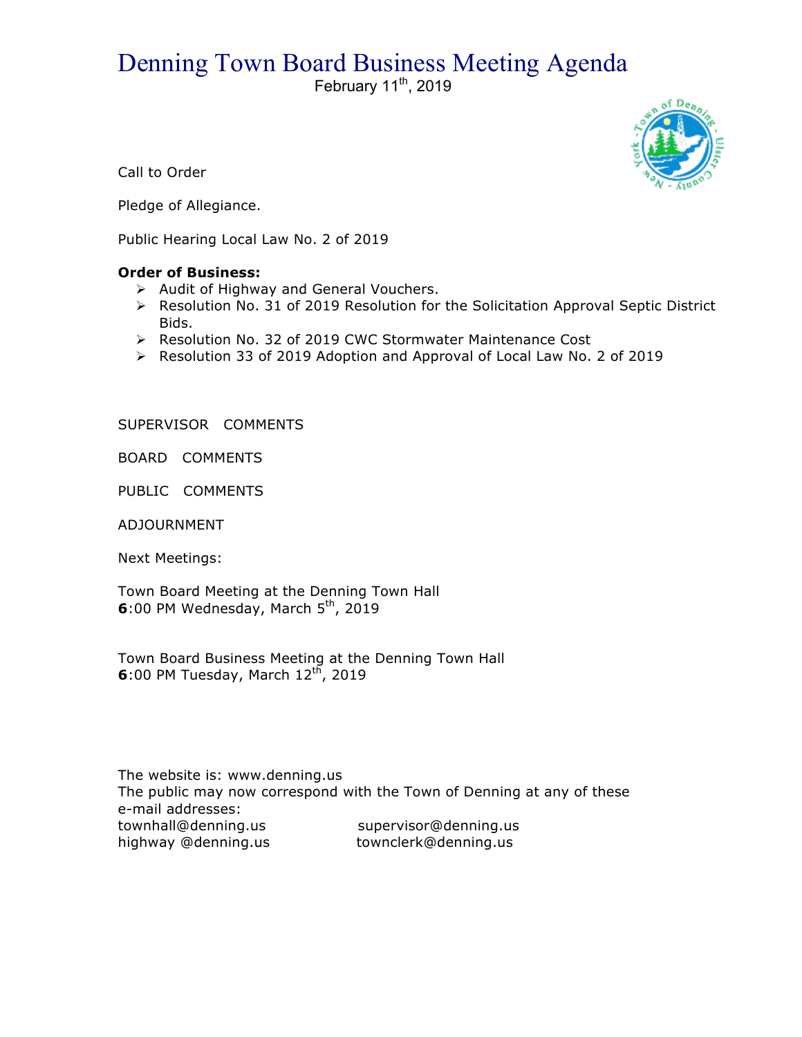# Denning Town Board Business Meeting Agenda

February 11th, 2019

Call to Order

Pledge of Allegiance.

Public Hearing Local Law No. 2 of 2019

**Order of Business:**

- Audit of Highway and General Vouchers.
- Resolution No. 31 of 2019 Resolution for the Solicitation Approval Septic District Bids.
- Resolution No. 32 of 2019 CWC Stormwater Maintenance Cost
- Resolution 33 of 2019 Adoption and Approval of Local Law No. 2 of 2019

SUPERVISOR COMMENTS

BOARD COMMENTS

PUBLIC COMMENTS

ADJOURNMENT

Next Meetings:

Town Board Meeting at the Denning Town Hall
**6**:00 PM Wednesday, March 5th, 2019

Town Board Business Meeting at the Denning Town Hall
**6**:00 PM Tuesday, March 12th, 2019

The website is: www.denning.us
The public may now correspond with the Town of Denning at any of these e-mail addresses:

townhall@denning.us supervisor@denning.us
highway @denning.us townclerk@denning.us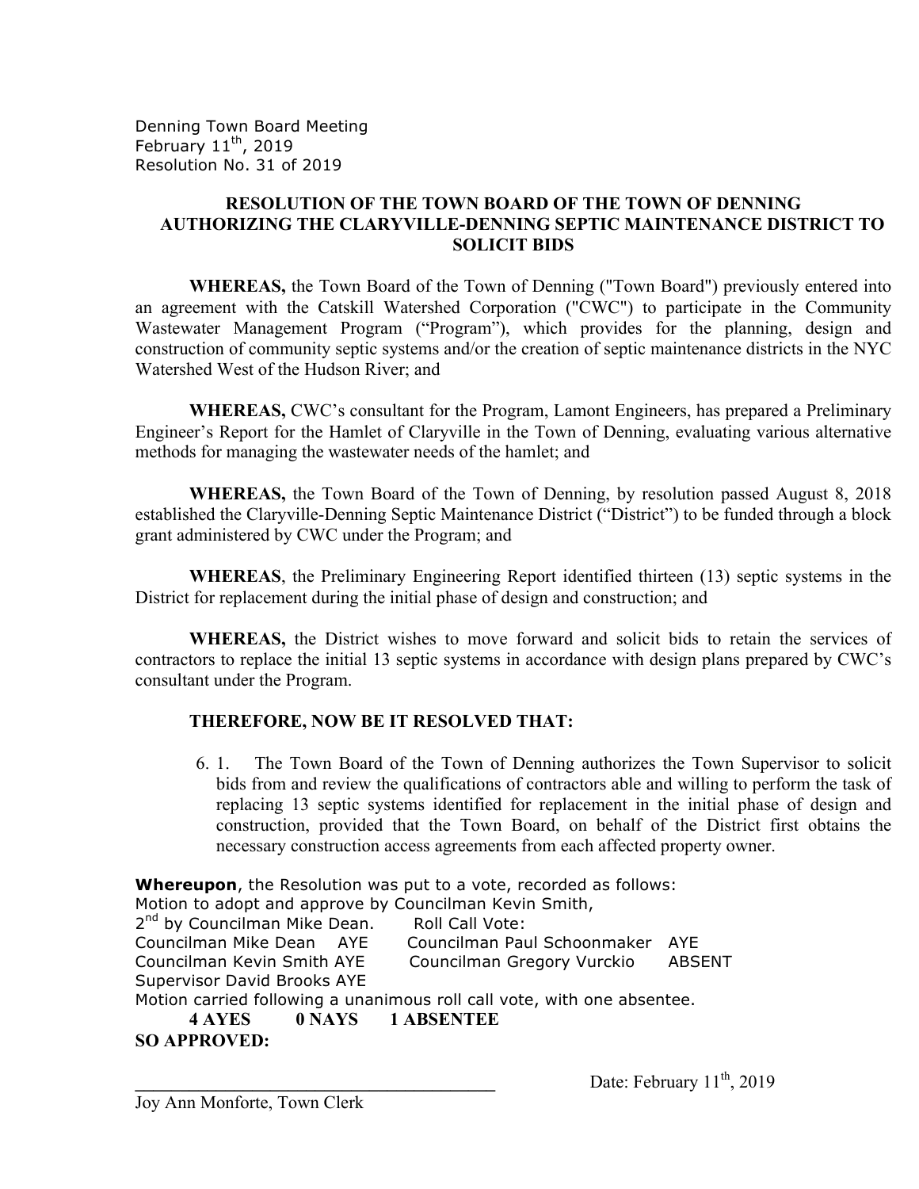Denning Town Board Meeting
February 11th, 2019
Resolution No. 31 of 2019

**RESOLUTION OF THE TOWN BOARD OF THE TOWN OF DENNING AUTHORIZING THE CLARYVILLE-DENNING SEPTIC MAINTENANCE DISTRICT TO SOLICIT BIDS**

**WHEREAS,** the Town Board of the Town of Denning ("Town Board") previously entered into an agreement with the Catskill Watershed Corporation ("CWC") to participate in the Community Wastewater Management Program ("Program"), which provides for the planning, design and construction of community septic systems and/or the creation of septic maintenance districts in the NYC Watershed West of the Hudson River; and

**WHEREAS,** CWC's consultant for the Program, Lamont Engineers, has prepared a Preliminary Engineer's Report for the Hamlet of Claryville in the Town of Denning, evaluating various alternative methods for managing the wastewater needs of the hamlet; and

**WHEREAS,** the Town Board of the Town of Denning, by resolution passed August 8, 2018 established the Claryville-Denning Septic Maintenance District ("District") to be funded through a block grant administered by CWC under the Program; and

**WHEREAS**, the Preliminary Engineering Report identified thirteen (13) septic systems in the District for replacement during the initial phase of design and construction; and

**WHEREAS,** the District wishes to move forward and solicit bids to retain the services of contractors to replace the initial 13 septic systems in accordance with design plans prepared by CWC's consultant under the Program.

**THEREFORE, NOW BE IT RESOLVED THAT:**

6\. 1. The Town Board of the Town of Denning authorizes the Town Supervisor to solicit bids from and review the qualifications of contractors able and willing to perform the task of replacing 13 septic systems identified for replacement in the initial phase of design and construction, provided that the Town Board, on behalf of the District first obtains the necessary construction access agreements from each affected property owner.

**Whereupon**, the Resolution was put to a vote, recorded as follows:
Motion to adopt and approve by Councilman Kevin Smith,
2nd by Councilman Mike Dean. Roll Call Vote:
Councilman Mike Dean AYE Councilman Paul Schoonmaker AYE
Councilman Kevin Smith AYE Councilman Gregory Vurckio ABSENT
Supervisor David Brooks AYE
Motion carried following a unanimous roll call vote, with one absentee.

**4 AYES 0 NAYS 1 ABSENTEE**

**SO APPROVED:**

\_\_\_\_\_\_\_\_\_\_\_\_\_\_\_\_\_\_\_\_\_\_\_\_\_\_\_\_\_\_\_\_\_\_\_\_\_\_\_ Date: February 11th, 2019
Joy Ann Monforte, Town Clerk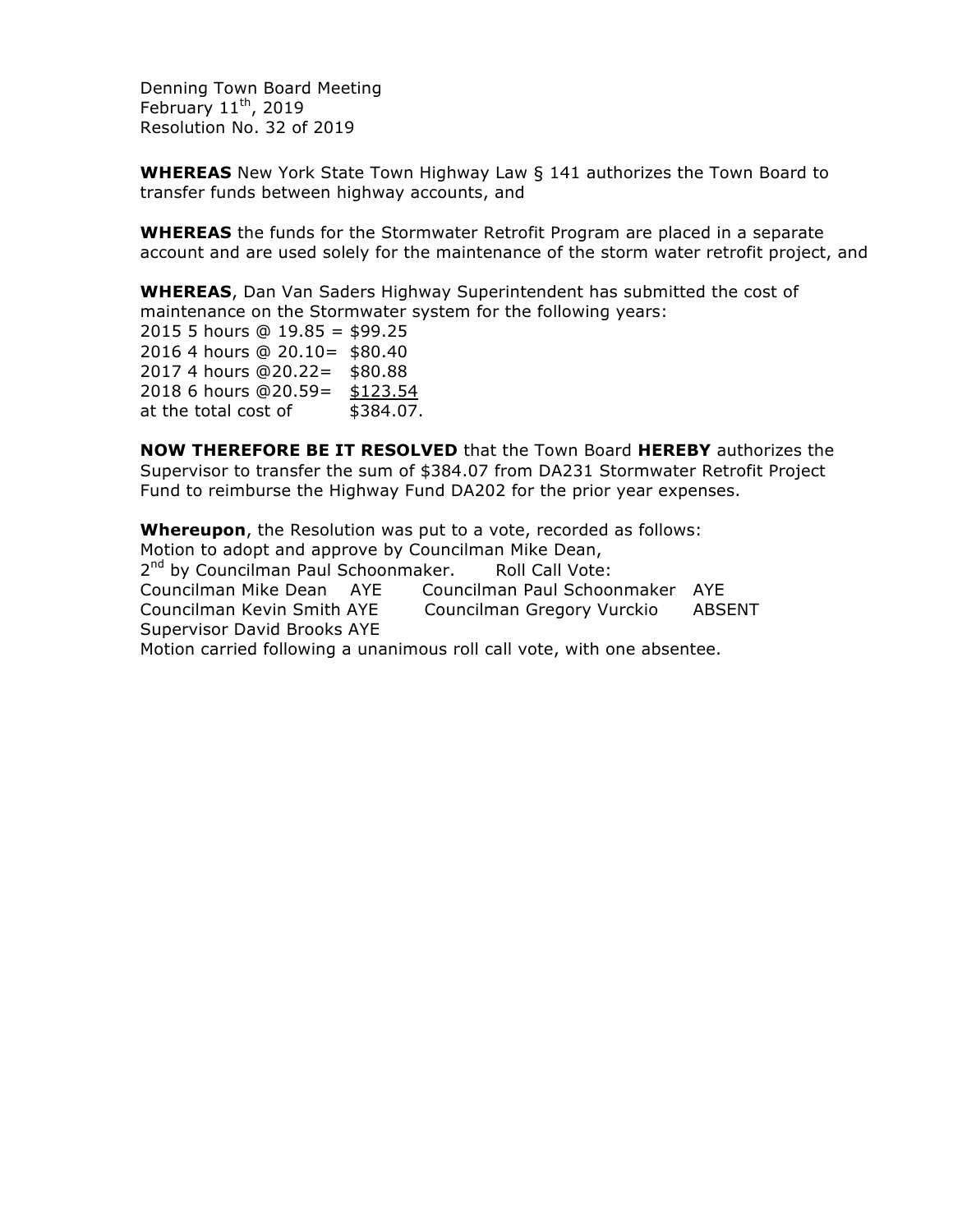Denning Town Board Meeting
February 11th, 2019
Resolution No. 32 of 2019

**WHEREAS** New York State Town Highway Law § 141 authorizes the Town Board to transfer funds between highway accounts, and

**WHEREAS** the funds for the Stormwater Retrofit Program are placed in a separate account and are used solely for the maintenance of the storm water retrofit project, and

**WHEREAS**, Dan Van Saders Highway Superintendent has submitted the cost of maintenance on the Stormwater system for the following years:

2015 5 hours @ 19.85 = $99.25
2016 4 hours @ 20.10= $80.40
2017 4 hours @20.22= $80.88
2018 6 hours @20.59= $123.54
at the total cost of $384.07.

**NOW THEREFORE BE IT RESOLVED** that the Town Board **HEREBY** authorizes the Supervisor to transfer the sum of $384.07 from DA231 Stormwater Retrofit Project Fund to reimburse the Highway Fund DA202 for the prior year expenses.

**Whereupon**, the Resolution was put to a vote, recorded as follows:
Motion to adopt and approve by Councilman Mike Dean,
2nd by Councilman Paul Schoonmaker. Roll Call Vote:

Councilman Mike Dean AYE Councilman Paul Schoonmaker AYE
Councilman Kevin Smith AYE Councilman Gregory Vurckio ABSENT
Supervisor David Brooks AYE

Motion carried following a unanimous roll call vote, with one absentee.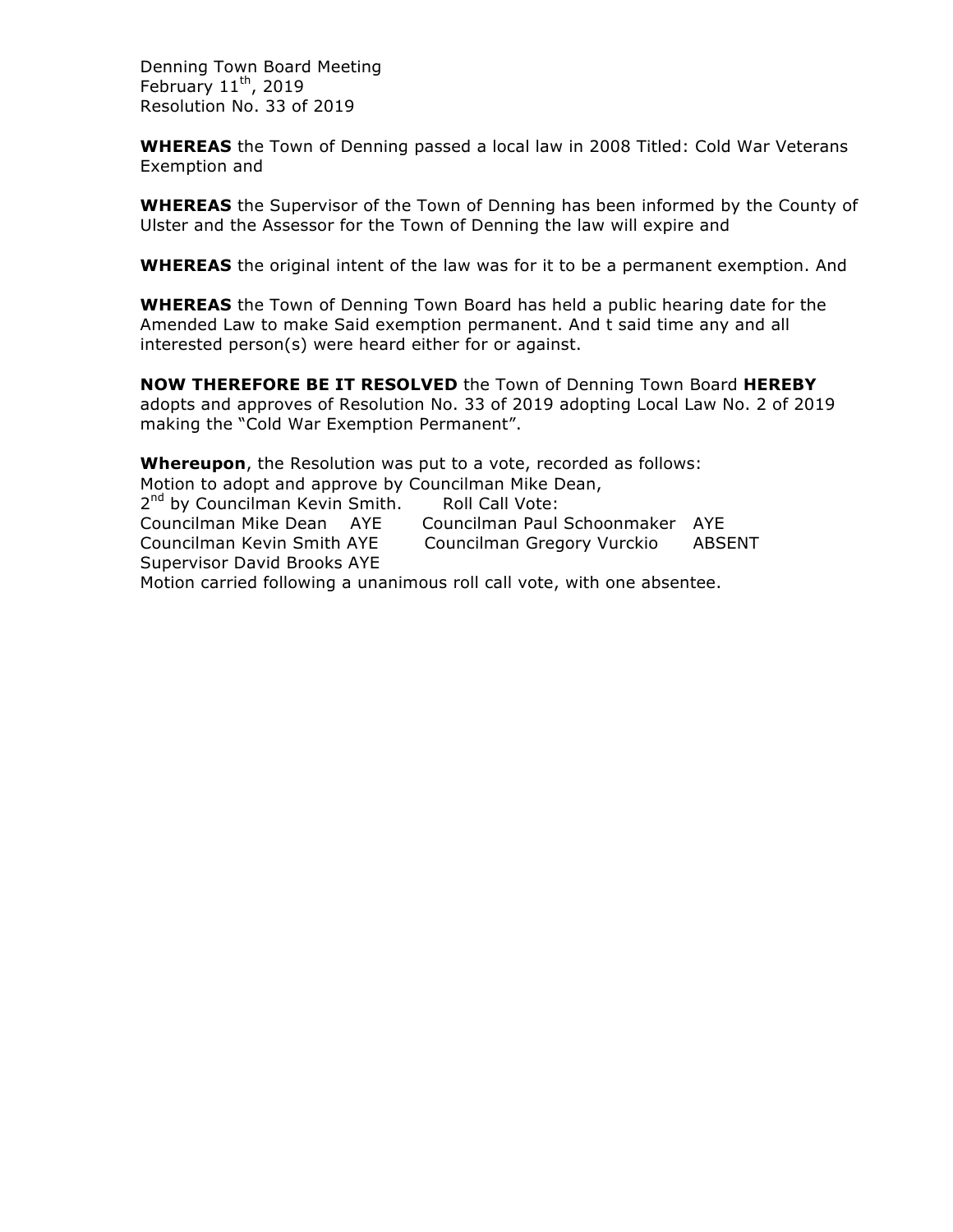Denning Town Board Meeting
February 11th, 2019
Resolution No. 33 of 2019

**WHEREAS** the Town of Denning passed a local law in 2008 Titled: Cold War Veterans Exemption and

**WHEREAS** the Supervisor of the Town of Denning has been informed by the County of Ulster and the Assessor for the Town of Denning the law will expire and

**WHEREAS** the original intent of the law was for it to be a permanent exemption. And

**WHEREAS** the Town of Denning Town Board has held a public hearing date for the Amended Law to make Said exemption permanent. And t said time any and all interested person(s) were heard either for or against.

**NOW THEREFORE BE IT RESOLVED** the Town of Denning Town Board **HEREBY** adopts and approves of Resolution No. 33 of 2019 adopting Local Law No. 2 of 2019 making the "Cold War Exemption Permanent".

**Whereupon**, the Resolution was put to a vote, recorded as follows:
Motion to adopt and approve by Councilman Mike Dean,
2nd by Councilman Kevin Smith. Roll Call Vote:

| | | | |
|---|---|---|---|
| Councilman Mike Dean | AYE | Councilman Paul Schoonmaker | AYE |
| Councilman Kevin Smith | AYE | Councilman Gregory Vurckio | ABSENT |
| Supervisor David Brooks | AYE | | |

Motion carried following a unanimous roll call vote, with one absentee.